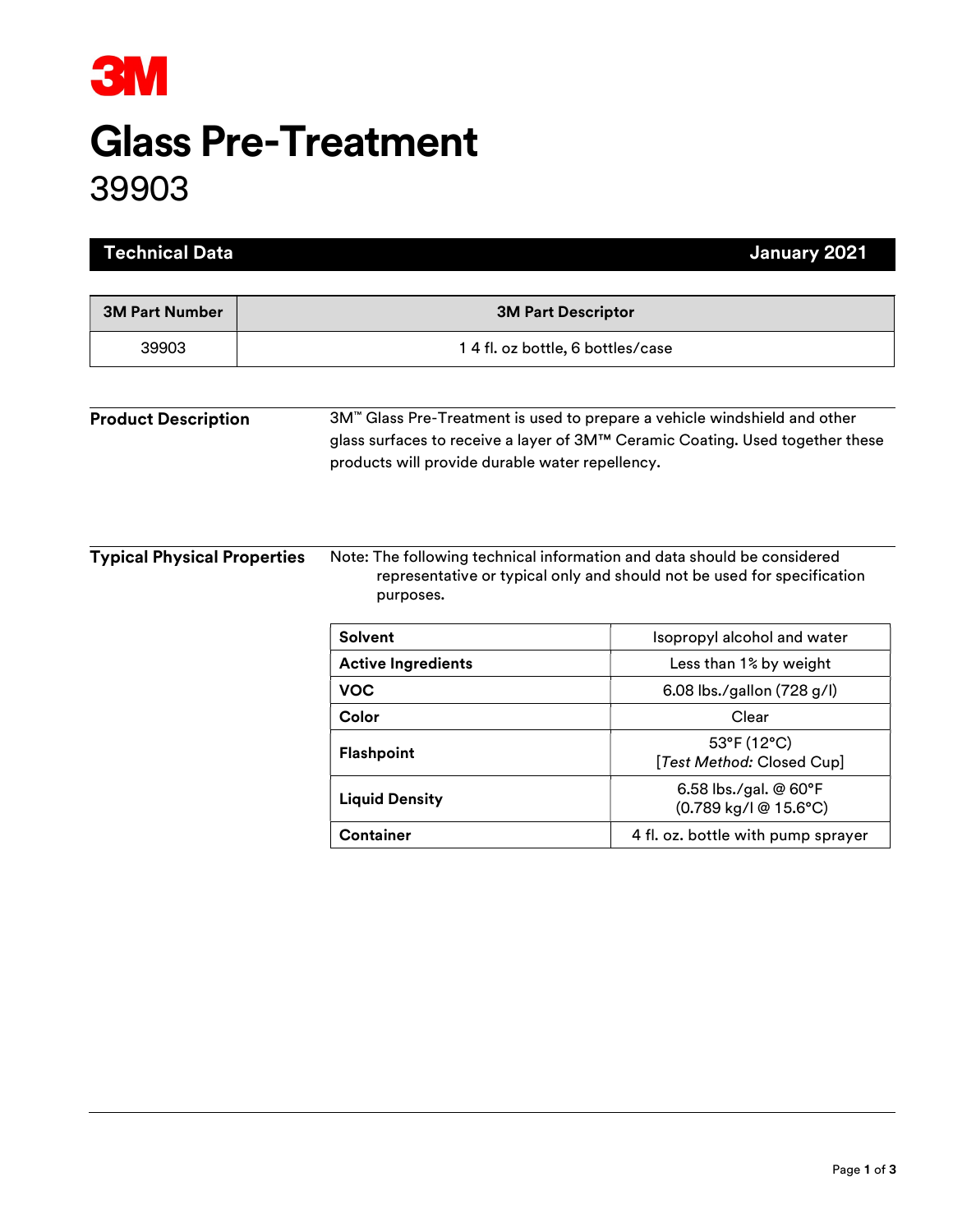3M

# Glass Pre-Treatment

## 39903

**Technical Data** — **January 2021**

| 3M Part Number | 3M Part Descriptor |
|---|---|
| 39903 | 1 4 fl. oz bottle, 6 bottles/case |

### Product Description

3M™ Glass Pre-Treatment is used to prepare a vehicle windshield and other glass surfaces to receive a layer of 3M™ Ceramic Coating. Used together these products will provide durable water repellency.

### Typical Physical Properties

Note: The following technical information and data should be considered representative or typical only and should not be used for specification purposes.

| | |
|---|---|
| **Solvent** | Isopropyl alcohol and water |
| **Active Ingredients** | Less than 1% by weight |
| **VOC** | 6.08 lbs./gallon (728 g/l) |
| **Color** | Clear |
| **Flashpoint** | 53°F (12°C) [*Test Method:* Closed Cup] |
| **Liquid Density** | 6.58 lbs./gal. @ 60°F (0.789 kg/l @ 15.6°C) |
| **Container** | 4 fl. oz. bottle with pump sprayer |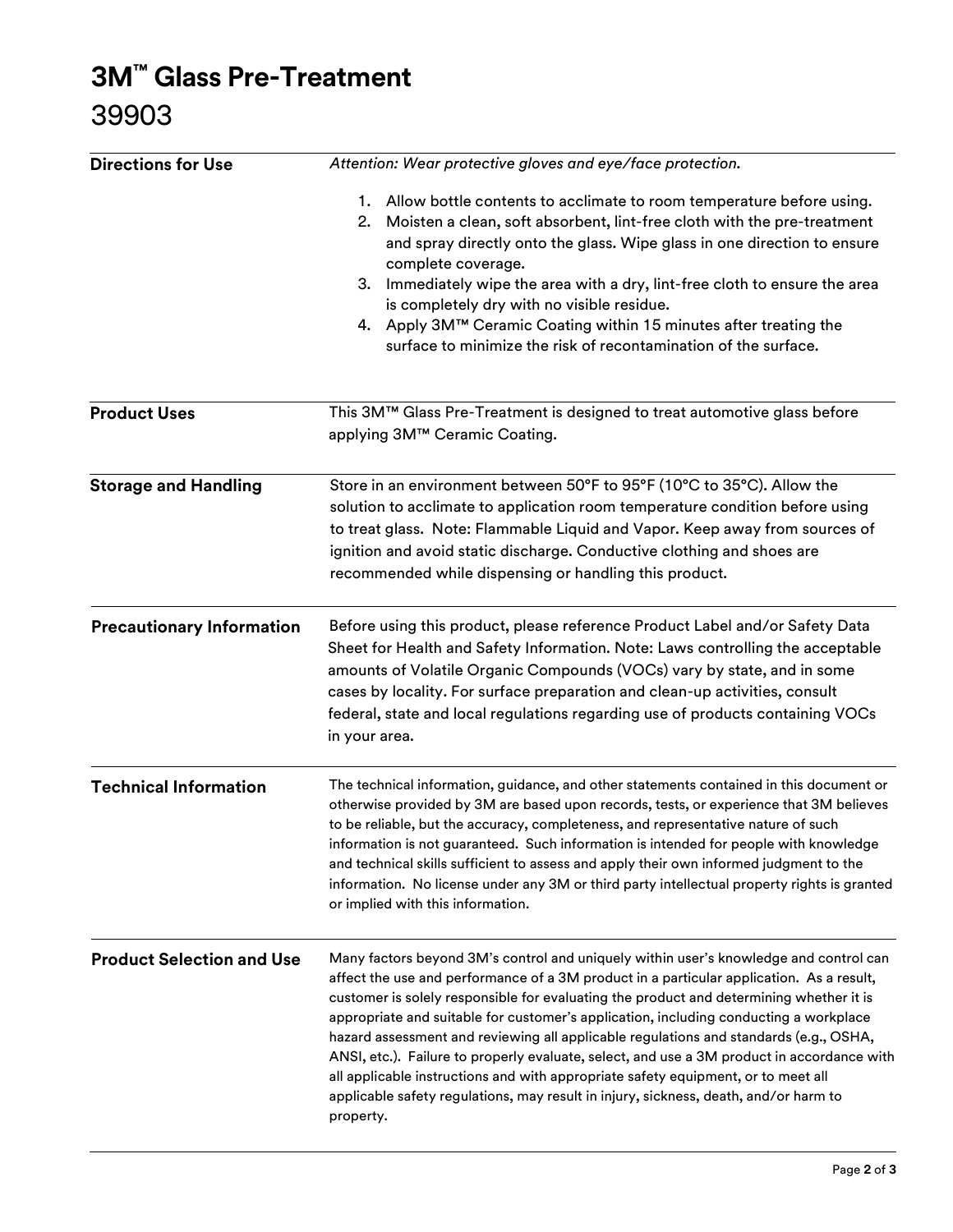# 3M™ Glass Pre-Treatment

## 39903

## Directions for Use

*Attention: Wear protective gloves and eye/face protection.*

1. Allow bottle contents to acclimate to room temperature before using.
2. Moisten a clean, soft absorbent, lint-free cloth with the pre-treatment and spray directly onto the glass. Wipe glass in one direction to ensure complete coverage.
3. Immediately wipe the area with a dry, lint-free cloth to ensure the area is completely dry with no visible residue.
4. Apply 3M™ Ceramic Coating within 15 minutes after treating the surface to minimize the risk of recontamination of the surface.

## Product Uses

This 3M™ Glass Pre-Treatment is designed to treat automotive glass before applying 3M™ Ceramic Coating.

## Storage and Handling

Store in an environment between 50°F to 95°F (10°C to 35°C). Allow the solution to acclimate to application room temperature condition before using to treat glass. Note: Flammable Liquid and Vapor. Keep away from sources of ignition and avoid static discharge. Conductive clothing and shoes are recommended while dispensing or handling this product.

## Precautionary Information

Before using this product, please reference Product Label and/or Safety Data Sheet for Health and Safety Information. Note: Laws controlling the acceptable amounts of Volatile Organic Compounds (VOCs) vary by state, and in some cases by locality. For surface preparation and clean-up activities, consult federal, state and local regulations regarding use of products containing VOCs in your area.

## Technical Information

The technical information, guidance, and other statements contained in this document or otherwise provided by 3M are based upon records, tests, or experience that 3M believes to be reliable, but the accuracy, completeness, and representative nature of such information is not guaranteed. Such information is intended for people with knowledge and technical skills sufficient to assess and apply their own informed judgment to the information. No license under any 3M or third party intellectual property rights is granted or implied with this information.

## Product Selection and Use

Many factors beyond 3M's control and uniquely within user's knowledge and control can affect the use and performance of a 3M product in a particular application. As a result, customer is solely responsible for evaluating the product and determining whether it is appropriate and suitable for customer's application, including conducting a workplace hazard assessment and reviewing all applicable regulations and standards (e.g., OSHA, ANSI, etc.). Failure to properly evaluate, select, and use a 3M product in accordance with all applicable instructions and with appropriate safety equipment, or to meet all applicable safety regulations, may result in injury, sickness, death, and/or harm to property.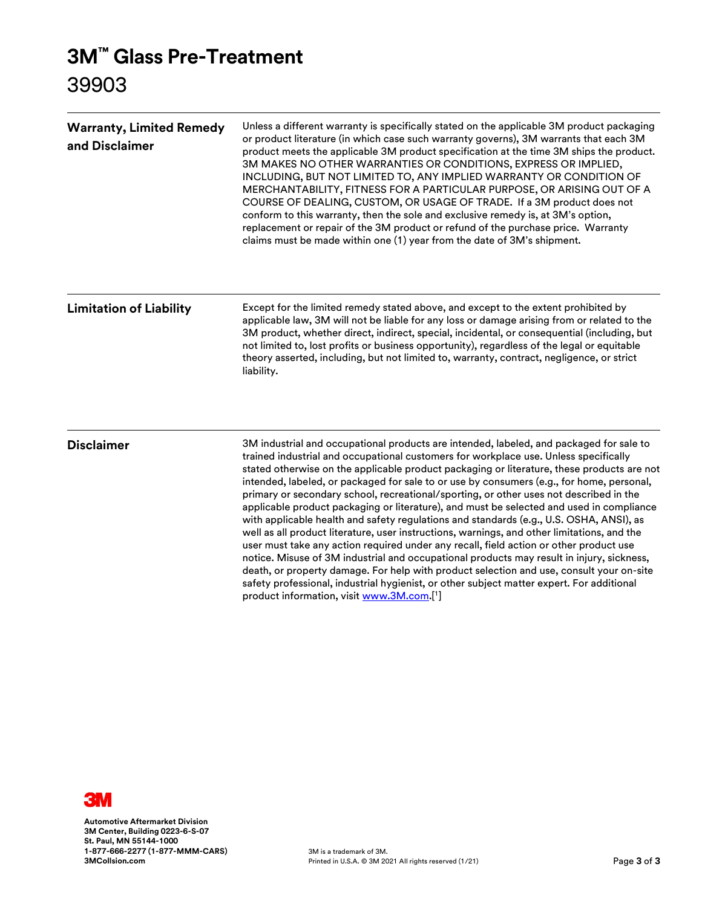# 3M™ Glass Pre-Treatment

39903

## Warranty, Limited Remedy and Disclaimer

Unless a different warranty is specifically stated on the applicable 3M product packaging or product literature (in which case such warranty governs), 3M warrants that each 3M product meets the applicable 3M product specification at the time 3M ships the product. 3M MAKES NO OTHER WARRANTIES OR CONDITIONS, EXPRESS OR IMPLIED, INCLUDING, BUT NOT LIMITED TO, ANY IMPLIED WARRANTY OR CONDITION OF MERCHANTABILITY, FITNESS FOR A PARTICULAR PURPOSE, OR ARISING OUT OF A COURSE OF DEALING, CUSTOM, OR USAGE OF TRADE. If a 3M product does not conform to this warranty, then the sole and exclusive remedy is, at 3M's option, replacement or repair of the 3M product or refund of the purchase price. Warranty claims must be made within one (1) year from the date of 3M's shipment.

## Limitation of Liability

Except for the limited remedy stated above, and except to the extent prohibited by applicable law, 3M will not be liable for any loss or damage arising from or related to the 3M product, whether direct, indirect, special, incidental, or consequential (including, but not limited to, lost profits or business opportunity), regardless of the legal or equitable theory asserted, including, but not limited to, warranty, contract, negligence, or strict liability.

## Disclaimer

3M industrial and occupational products are intended, labeled, and packaged for sale to trained industrial and occupational customers for workplace use. Unless specifically stated otherwise on the applicable product packaging or literature, these products are not intended, labeled, or packaged for sale to or use by consumers (e.g., for home, personal, primary or secondary school, recreational/sporting, or other uses not described in the applicable product packaging or literature), and must be selected and used in compliance with applicable health and safety regulations and standards (e.g., U.S. OSHA, ANSI), as well as all product literature, user instructions, warnings, and other limitations, and the user must take any action required under any recall, field action or other product use notice. Misuse of 3M industrial and occupational products may result in injury, sickness, death, or property damage. For help with product selection and use, consult your on-site safety professional, industrial hygienist, or other subject matter expert. For additional product information, visit www.3M.com.[1]

**Automotive Aftermarket Division**
**3M Center, Building 0223-6-S-07**
**St. Paul, MN 55144-1000**
**1-877-666-2277 (1-877-MMM-CARS)**
**3MCollsion.com**

3M is a trademark of 3M.
Printed in U.S.A. © 3M 2021 All rights reserved (1/21)